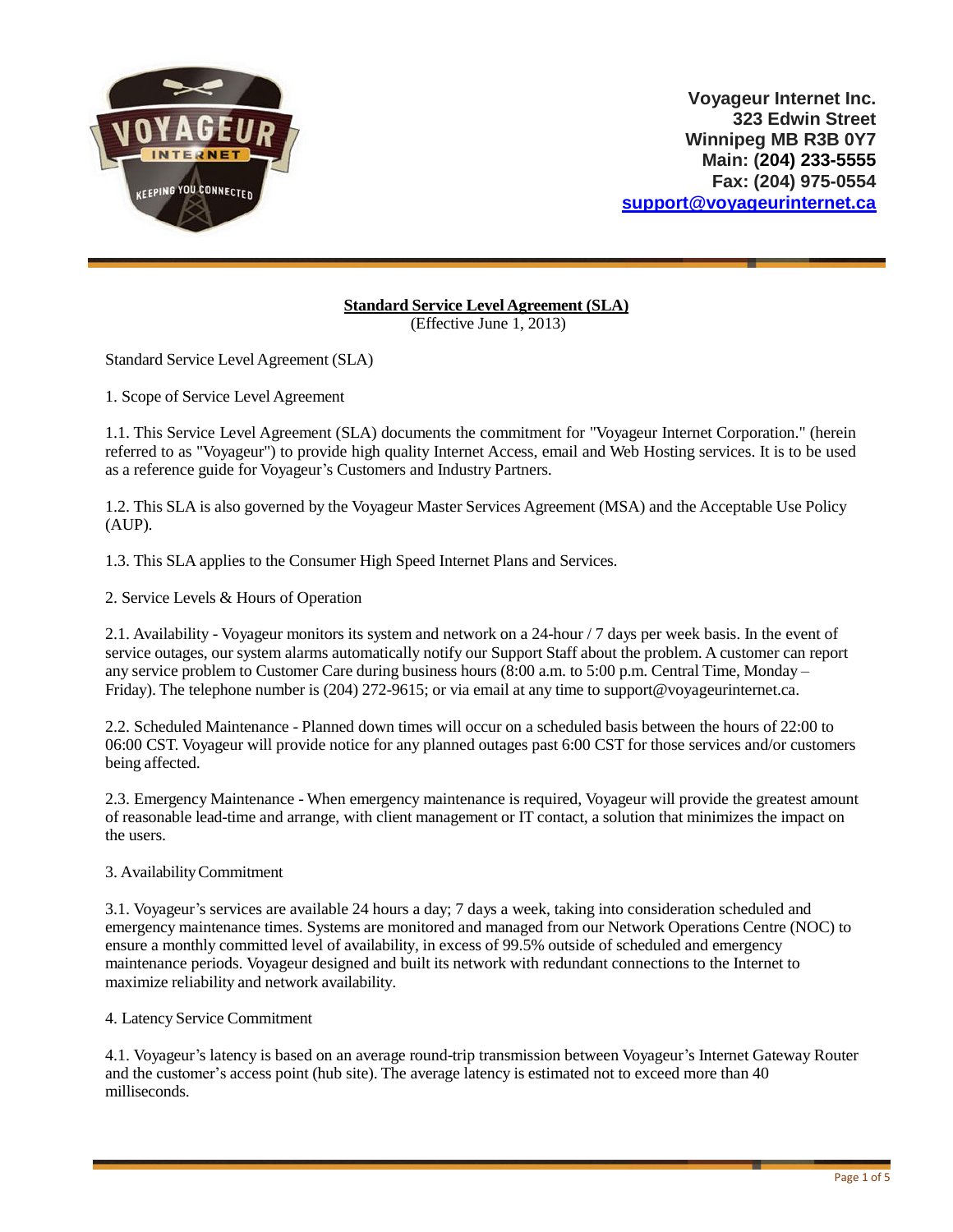**Voyageur Internet Inc.**
**323 Edwin Street**
**Winnipeg MB R3B 0Y7**
**Main: (204) 233-5555**
**Fax: (204) 975-0554**
**support@voyageurinternet.ca**

# Standard Service Level Agreement (SLA)

(Effective June 1, 2013)

Standard Service Level Agreement (SLA)

## 1. Scope of Service Level Agreement

1.1. This Service Level Agreement (SLA) documents the commitment for "Voyageur Internet Corporation." (herein referred to as "Voyageur") to provide high quality Internet Access, email and Web Hosting services. It is to be used as a reference guide for Voyageur's Customers and Industry Partners.

1.2. This SLA is also governed by the Voyageur Master Services Agreement (MSA) and the Acceptable Use Policy (AUP).

1.3. This SLA applies to the Consumer High Speed Internet Plans and Services.

## 2. Service Levels & Hours of Operation

2.1. Availability - Voyageur monitors its system and network on a 24-hour / 7 days per week basis. In the event of service outages, our system alarms automatically notify our Support Staff about the problem. A customer can report any service problem to Customer Care during business hours (8:00 a.m. to 5:00 p.m. Central Time, Monday – Friday). The telephone number is (204) 272-9615; or via email at any time to support@voyageurinternet.ca.

2.2. Scheduled Maintenance - Planned down times will occur on a scheduled basis between the hours of 22:00 to 06:00 CST. Voyageur will provide notice for any planned outages past 6:00 CST for those services and/or customers being affected.

2.3. Emergency Maintenance - When emergency maintenance is required, Voyageur will provide the greatest amount of reasonable lead-time and arrange, with client management or IT contact, a solution that minimizes the impact on the users.

## 3. Availability Commitment

3.1. Voyageur's services are available 24 hours a day; 7 days a week, taking into consideration scheduled and emergency maintenance times. Systems are monitored and managed from our Network Operations Centre (NOC) to ensure a monthly committed level of availability, in excess of 99.5% outside of scheduled and emergency maintenance periods. Voyageur designed and built its network with redundant connections to the Internet to maximize reliability and network availability.

## 4. Latency Service Commitment

4.1. Voyageur's latency is based on an average round-trip transmission between Voyageur's Internet Gateway Router and the customer's access point (hub site). The average latency is estimated not to exceed more than 40 milliseconds.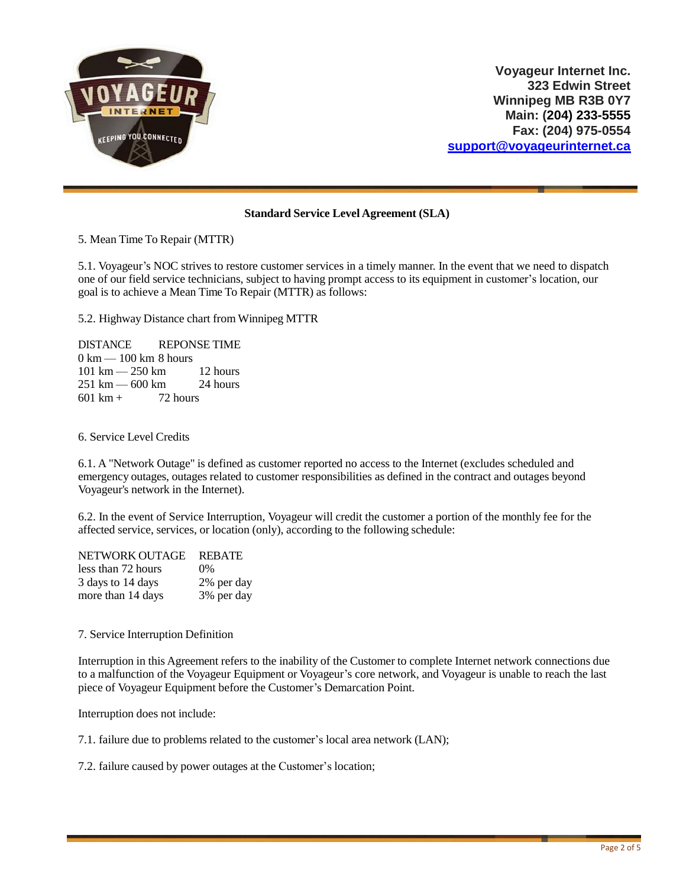Voyageur Internet Inc.
323 Edwin Street
Winnipeg MB R3B 0Y7
Main: (204) 233-5555
Fax: (204) 975-0554
support@voyageurinternet.ca

## Standard Service Level Agreement (SLA)

5. Mean Time To Repair (MTTR)

5.1. Voyageur's NOC strives to restore customer services in a timely manner. In the event that we need to dispatch one of our field service technicians, subject to having prompt access to its equipment in customer's location, our goal is to achieve a Mean Time To Repair (MTTR) as follows:

5.2. Highway Distance chart from Winnipeg MTTR

| DISTANCE | REPONSE TIME |
|---|---|
| 0 km — 100 km | 8 hours |
| 101 km — 250 km | 12 hours |
| 251 km — 600 km | 24 hours |
| 601 km + | 72 hours |

6. Service Level Credits

6.1. A "Network Outage" is defined as customer reported no access to the Internet (excludes scheduled and emergency outages, outages related to customer responsibilities as defined in the contract and outages beyond Voyageur's network in the Internet).

6.2. In the event of Service Interruption, Voyageur will credit the customer a portion of the monthly fee for the affected service, services, or location (only), according to the following schedule:

| NETWORK OUTAGE | REBATE |
|---|---|
| less than 72 hours | 0% |
| 3 days to 14 days | 2% per day |
| more than 14 days | 3% per day |

7. Service Interruption Definition

Interruption in this Agreement refers to the inability of the Customer to complete Internet network connections due to a malfunction of the Voyageur Equipment or Voyageur's core network, and Voyageur is unable to reach the last piece of Voyageur Equipment before the Customer's Demarcation Point.

Interruption does not include:

7.1. failure due to problems related to the customer's local area network (LAN);

7.2. failure caused by power outages at the Customer's location;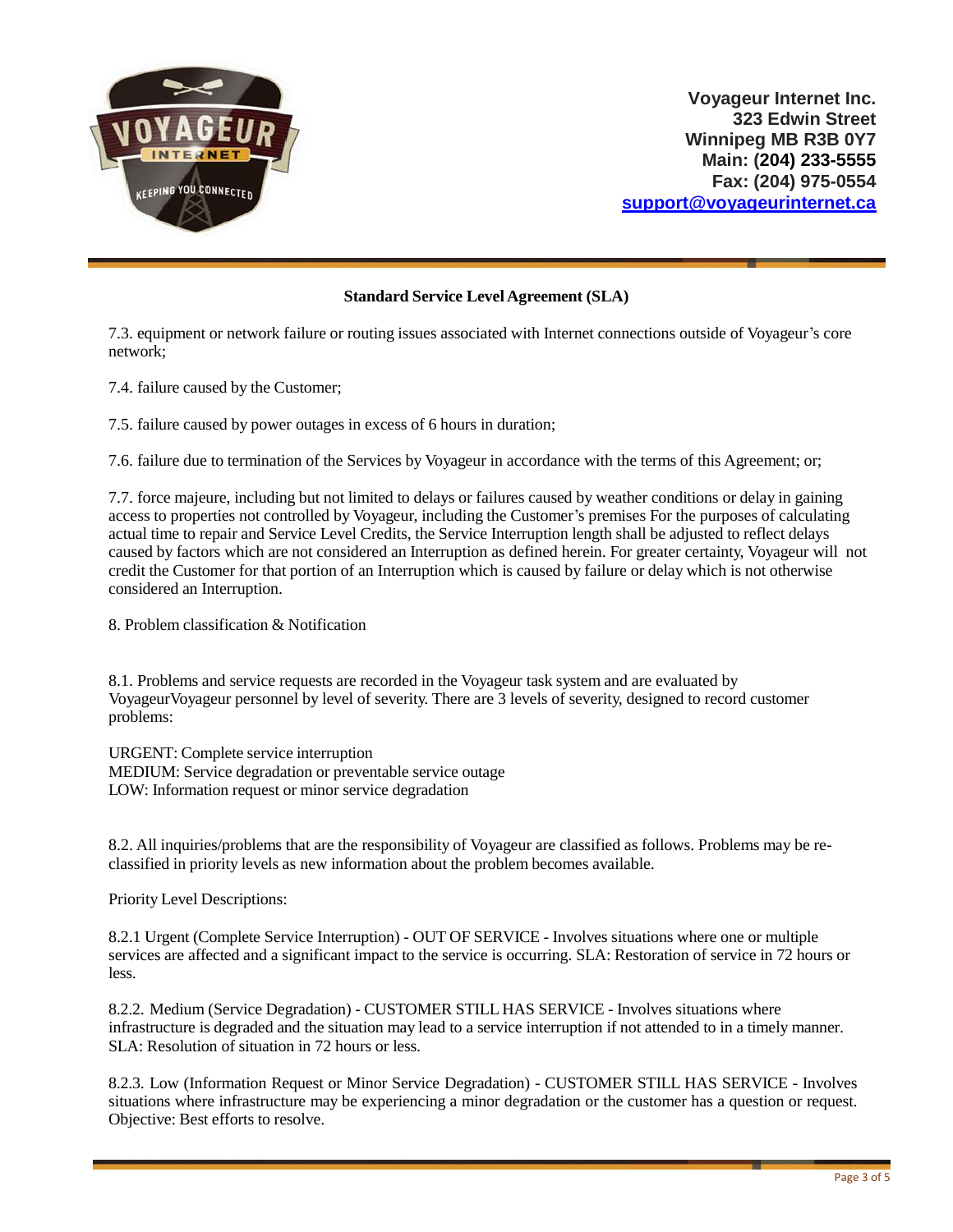**Standard Service Level Agreement (SLA)**

7.3. equipment or network failure or routing issues associated with Internet connections outside of Voyageur's core network;

7.4. failure caused by the Customer;

7.5. failure caused by power outages in excess of 6 hours in duration;

7.6. failure due to termination of the Services by Voyageur in accordance with the terms of this Agreement; or;

7.7. force majeure, including but not limited to delays or failures caused by weather conditions or delay in gaining access to properties not controlled by Voyageur, including the Customer's premises For the purposes of calculating actual time to repair and Service Level Credits, the Service Interruption length shall be adjusted to reflect delays caused by factors which are not considered an Interruption as defined herein. For greater certainty, Voyageur will not credit the Customer for that portion of an Interruption which is caused by failure or delay which is not otherwise considered an Interruption.

8. Problem classification & Notification

8.1. Problems and service requests are recorded in the Voyageur task system and are evaluated by VoyageurVoyageur personnel by level of severity. There are 3 levels of severity, designed to record customer problems:

URGENT: Complete service interruption
MEDIUM: Service degradation or preventable service outage
LOW: Information request or minor service degradation

8.2. All inquiries/problems that are the responsibility of Voyageur are classified as follows. Problems may be re-classified in priority levels as new information about the problem becomes available.

Priority Level Descriptions:

8.2.1 Urgent (Complete Service Interruption) - OUT OF SERVICE - Involves situations where one or multiple services are affected and a significant impact to the service is occurring. SLA: Restoration of service in 72 hours or less.

8.2.2. Medium (Service Degradation) - CUSTOMER STILL HAS SERVICE - Involves situations where infrastructure is degraded and the situation may lead to a service interruption if not attended to in a timely manner. SLA: Resolution of situation in 72 hours or less.

8.2.3. Low (Information Request or Minor Service Degradation) - CUSTOMER STILL HAS SERVICE - Involves situations where infrastructure may be experiencing a minor degradation or the customer has a question or request. Objective: Best efforts to resolve.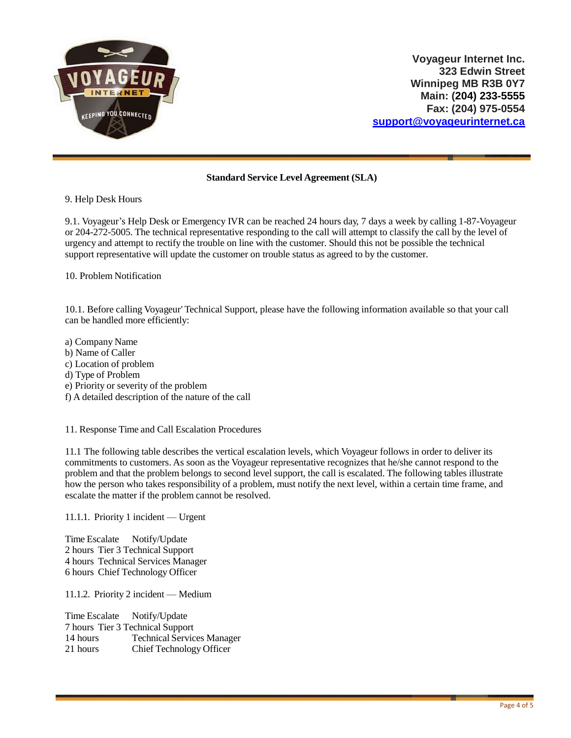Voyageur Internet Inc.
323 Edwin Street
Winnipeg MB R3B 0Y7
Main: (204) 233-5555
Fax: (204) 975-0554
support@voyageurinternet.ca

## Standard Service Level Agreement (SLA)

9. Help Desk Hours

9.1. Voyageur's Help Desk or Emergency IVR can be reached 24 hours day, 7 days a week by calling 1-87-Voyageur or 204-272-5005. The technical representative responding to the call will attempt to classify the call by the level of urgency and attempt to rectify the trouble on line with the customer. Should this not be possible the technical support representative will update the customer on trouble status as agreed to by the customer.

10. Problem Notification

10.1. Before calling Voyageur' Technical Support, please have the following information available so that your call can be handled more efficiently:

a) Company Name
b) Name of Caller
c) Location of problem
d) Type of Problem
e) Priority or severity of the problem
f) A detailed description of the nature of the call

11. Response Time and Call Escalation Procedures

11.1 The following table describes the vertical escalation levels, which Voyageur follows in order to deliver its commitments to customers. As soon as the Voyageur representative recognizes that he/she cannot respond to the problem and that the problem belongs to second level support, the call is escalated. The following tables illustrate how the person who takes responsibility of a problem, must notify the next level, within a certain time frame, and escalate the matter if the problem cannot be resolved.

11.1.1. Priority 1 incident — Urgent

| Time Escalate | Notify/Update |
|---|---|
| 2 hours | Tier 3 Technical Support |
| 4 hours | Technical Services Manager |
| 6 hours | Chief Technology Officer |

11.1.2. Priority 2 incident — Medium

| Time Escalate | Notify/Update |
|---|---|
| 7 hours | Tier 3 Technical Support |
| 14 hours | Technical Services Manager |
| 21 hours | Chief Technology Officer |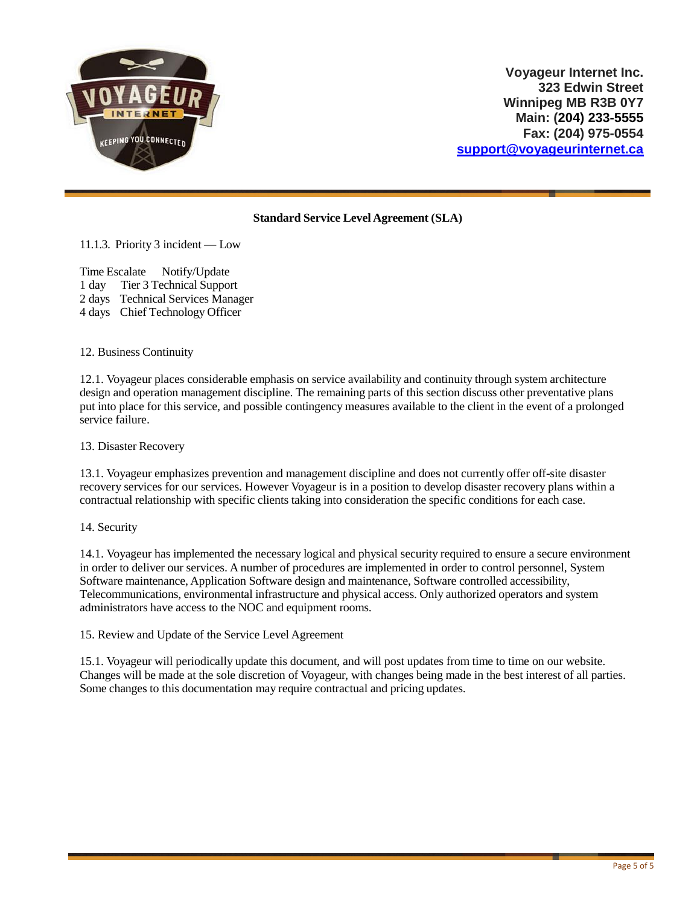**Voyageur Internet Inc.**
**323 Edwin Street**
**Winnipeg MB R3B 0Y7**
**Main: (204) 233-5555**
**Fax: (204) 975-0554**
**support@voyageurinternet.ca**

## Standard Service Level Agreement (SLA)

11.1.3. Priority 3 incident — Low

| Time Escalate | Notify/Update |
|---|---|
| 1 day | Tier 3 Technical Support |
| 2 days | Technical Services Manager |
| 4 days | Chief Technology Officer |

12. Business Continuity

12.1. Voyageur places considerable emphasis on service availability and continuity through system architecture design and operation management discipline. The remaining parts of this section discuss other preventative plans put into place for this service, and possible contingency measures available to the client in the event of a prolonged service failure.

13. Disaster Recovery

13.1. Voyageur emphasizes prevention and management discipline and does not currently offer off-site disaster recovery services for our services. However Voyageur is in a position to develop disaster recovery plans within a contractual relationship with specific clients taking into consideration the specific conditions for each case.

14. Security

14.1. Voyageur has implemented the necessary logical and physical security required to ensure a secure environment in order to deliver our services. A number of procedures are implemented in order to control personnel, System Software maintenance, Application Software design and maintenance, Software controlled accessibility, Telecommunications, environmental infrastructure and physical access. Only authorized operators and system administrators have access to the NOC and equipment rooms.

15. Review and Update of the Service Level Agreement

15.1. Voyageur will periodically update this document, and will post updates from time to time on our website. Changes will be made at the sole discretion of Voyageur, with changes being made in the best interest of all parties. Some changes to this documentation may require contractual and pricing updates.